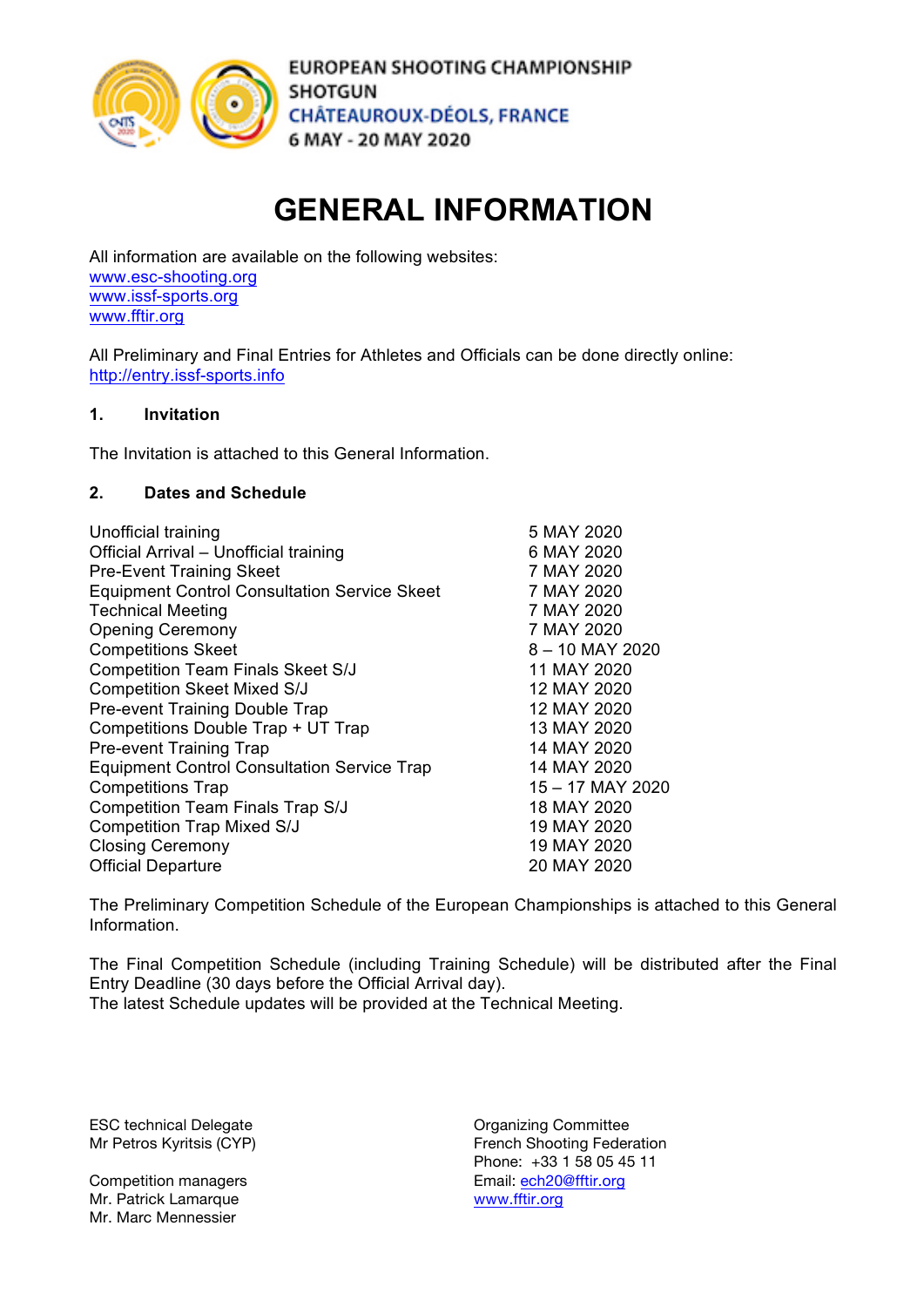EUROPEAN SHOOTING CHAMPIONSHIP
SHOTGUN
CHÂTEAUROUX-DÉOLS, FRANCE
6 MAY - 20 MAY 2020

# GENERAL INFORMATION

All information are available on the following websites:
www.esc-shooting.org
www.issf-sports.org
www.fftir.org

All Preliminary and Final Entries for Athletes and Officials can be done directly online:
http://entry.issf-sports.info

## 1. Invitation

The Invitation is attached to this General Information.

## 2. Dates and Schedule

| | |
|---|---|
| Unofficial training | 5 MAY 2020 |
| Official Arrival – Unofficial training | 6 MAY 2020 |
| Pre-Event Training Skeet | 7 MAY 2020 |
| Equipment Control Consultation Service Skeet | 7 MAY 2020 |
| Technical Meeting | 7 MAY 2020 |
| Opening Ceremony | 7 MAY 2020 |
| Competitions Skeet | 8 – 10 MAY 2020 |
| Competition Team Finals Skeet S/J | 11 MAY 2020 |
| Competition Skeet Mixed S/J | 12 MAY 2020 |
| Pre-event Training Double Trap | 12 MAY 2020 |
| Competitions Double Trap + UT Trap | 13 MAY 2020 |
| Pre-event Training Trap | 14 MAY 2020 |
| Equipment Control Consultation Service Trap | 14 MAY 2020 |
| Competitions Trap | 15 – 17 MAY 2020 |
| Competition Team Finals Trap S/J | 18 MAY 2020 |
| Competition Trap Mixed S/J | 19 MAY 2020 |
| Closing Ceremony | 19 MAY 2020 |
| Official Departure | 20 MAY 2020 |

The Preliminary Competition Schedule of the European Championships is attached to this General Information.

The Final Competition Schedule (including Training Schedule) will be distributed after the Final Entry Deadline (30 days before the Official Arrival day).
The latest Schedule updates will be provided at the Technical Meeting.

ESC technical Delegate
Mr Petros Kyritsis (CYP)

Competition managers
Mr. Patrick Lamarque
Mr. Marc Mennessier

Organizing Committee
French Shooting Federation
Phone: +33 1 58 05 45 11
Email: ech20@fftir.org
www.fftir.org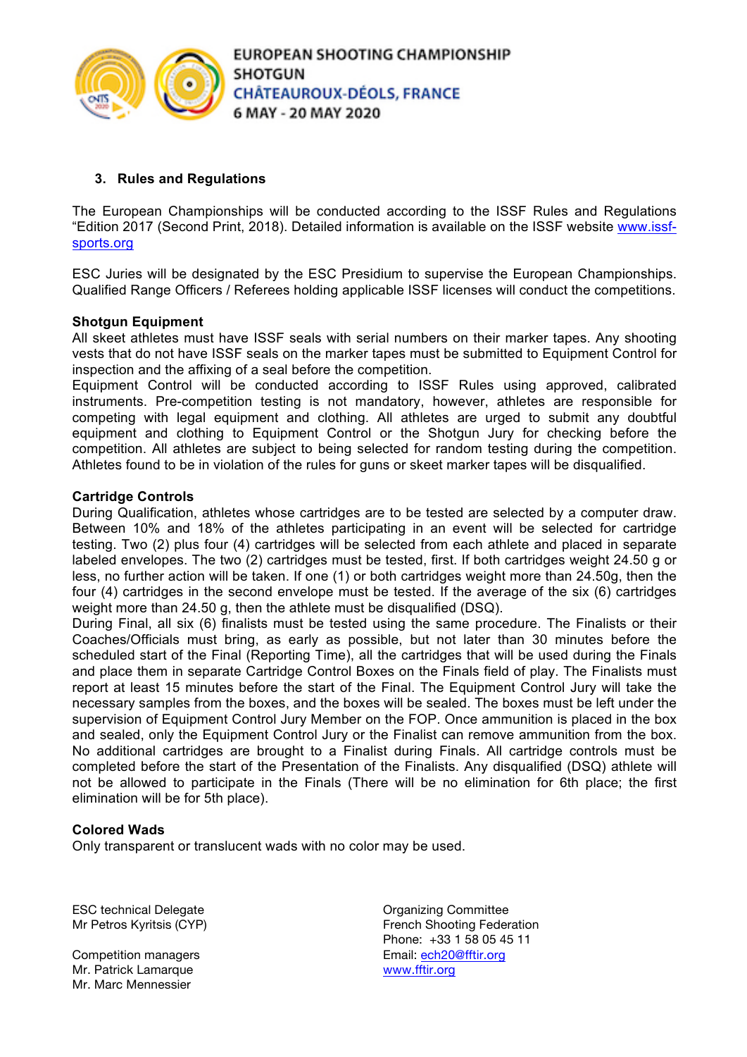### 3. Rules and Regulations

The European Championships will be conducted according to the ISSF Rules and Regulations "Edition 2017 (Second Print, 2018). Detailed information is available on the ISSF website [www.issf-sports.org](http://www.issf-sports.org)

ESC Juries will be designated by the ESC Presidium to supervise the European Championships. Qualified Range Officers / Referees holding applicable ISSF licenses will conduct the competitions.

**Shotgun Equipment**

All skeet athletes must have ISSF seals with serial numbers on their marker tapes. Any shooting vests that do not have ISSF seals on the marker tapes must be submitted to Equipment Control for inspection and the affixing of a seal before the competition.

Equipment Control will be conducted according to ISSF Rules using approved, calibrated instruments. Pre-competition testing is not mandatory, however, athletes are responsible for competing with legal equipment and clothing. All athletes are urged to submit any doubtful equipment and clothing to Equipment Control or the Shotgun Jury for checking before the competition. All athletes are subject to being selected for random testing during the competition. Athletes found to be in violation of the rules for guns or skeet marker tapes will be disqualified.

**Cartridge Controls**

During Qualification, athletes whose cartridges are to be tested are selected by a computer draw. Between 10% and 18% of the athletes participating in an event will be selected for cartridge testing. Two (2) plus four (4) cartridges will be selected from each athlete and placed in separate labeled envelopes. The two (2) cartridges must be tested, first. If both cartridges weight 24.50 g or less, no further action will be taken. If one (1) or both cartridges weight more than 24.50g, then the four (4) cartridges in the second envelope must be tested. If the average of the six (6) cartridges weight more than 24.50 g, then the athlete must be disqualified (DSQ).

During Final, all six (6) finalists must be tested using the same procedure. The Finalists or their Coaches/Officials must bring, as early as possible, but not later than 30 minutes before the scheduled start of the Final (Reporting Time), all the cartridges that will be used during the Finals and place them in separate Cartridge Control Boxes on the Finals field of play. The Finalists must report at least 15 minutes before the start of the Final. The Equipment Control Jury will take the necessary samples from the boxes, and the boxes will be sealed. The boxes must be left under the supervision of Equipment Control Jury Member on the FOP. Once ammunition is placed in the box and sealed, only the Equipment Control Jury or the Finalist can remove ammunition from the box. No additional cartridges are brought to a Finalist during Finals. All cartridge controls must be completed before the start of the Presentation of the Finalists. Any disqualified (DSQ) athlete will not be allowed to participate in the Finals (There will be no elimination for 6th place; the first elimination will be for 5th place).

**Colored Wads**

Only transparent or translucent wads with no color may be used.

ESC technical Delegate
Mr Petros Kyritsis (CYP)

Competition managers
Mr. Patrick Lamarque
Mr. Marc Mennessier

Organizing Committee
French Shooting Federation
Phone: +33 1 58 05 45 11
Email: [ech20@fftir.org](mailto:ech20@fftir.org)
[www.fftir.org](http://www.fftir.org)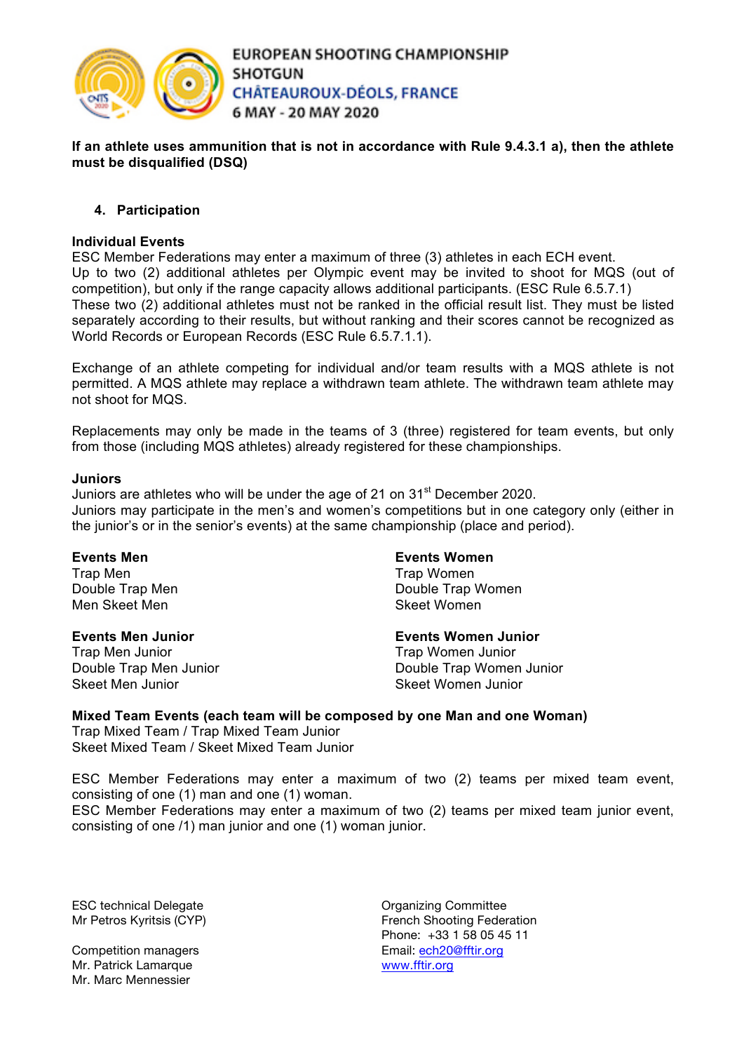**If an athlete uses ammunition that is not in accordance with Rule 9.4.3.1 a), then the athlete must be disqualified (DSQ)**

## 4. Participation

**Individual Events**
ESC Member Federations may enter a maximum of three (3) athletes in each ECH event.
Up to two (2) additional athletes per Olympic event may be invited to shoot for MQS (out of competition), but only if the range capacity allows additional participants. (ESC Rule 6.5.7.1)
These two (2) additional athletes must not be ranked in the official result list. They must be listed separately according to their results, but without ranking and their scores cannot be recognized as World Records or European Records (ESC Rule 6.5.7.1.1).

Exchange of an athlete competing for individual and/or team results with a MQS athlete is not permitted. A MQS athlete may replace a withdrawn team athlete. The withdrawn team athlete may not shoot for MQS.

Replacements may only be made in the teams of 3 (three) registered for team events, but only from those (including MQS athletes) already registered for these championships.

**Juniors**
Juniors are athletes who will be under the age of 21 on 31st December 2020.
Juniors may participate in the men's and women's competitions but in one category only (either in the junior's or in the senior's events) at the same championship (place and period).

**Events Men**
Trap Men
Double Trap Men
Men Skeet Men

**Events Women**
Trap Women
Double Trap Women
Skeet Women

**Events Men Junior**
Trap Men Junior
Double Trap Men Junior
Skeet Men Junior

**Events Women Junior**
Trap Women Junior
Double Trap Women Junior
Skeet Women Junior

**Mixed Team Events (each team will be composed by one Man and one Woman)**
Trap Mixed Team / Trap Mixed Team Junior
Skeet Mixed Team / Skeet Mixed Team Junior

ESC Member Federations may enter a maximum of two (2) teams per mixed team event, consisting of one (1) man and one (1) woman.
ESC Member Federations may enter a maximum of two (2) teams per mixed team junior event, consisting of one /1) man junior and one (1) woman junior.

ESC technical Delegate
Mr Petros Kyritsis (CYP)

Competition managers
Mr. Patrick Lamarque
Mr. Marc Mennessier

Organizing Committee
French Shooting Federation
Phone: +33 1 58 05 45 11
Email: ech20@fftir.org
www.fftir.org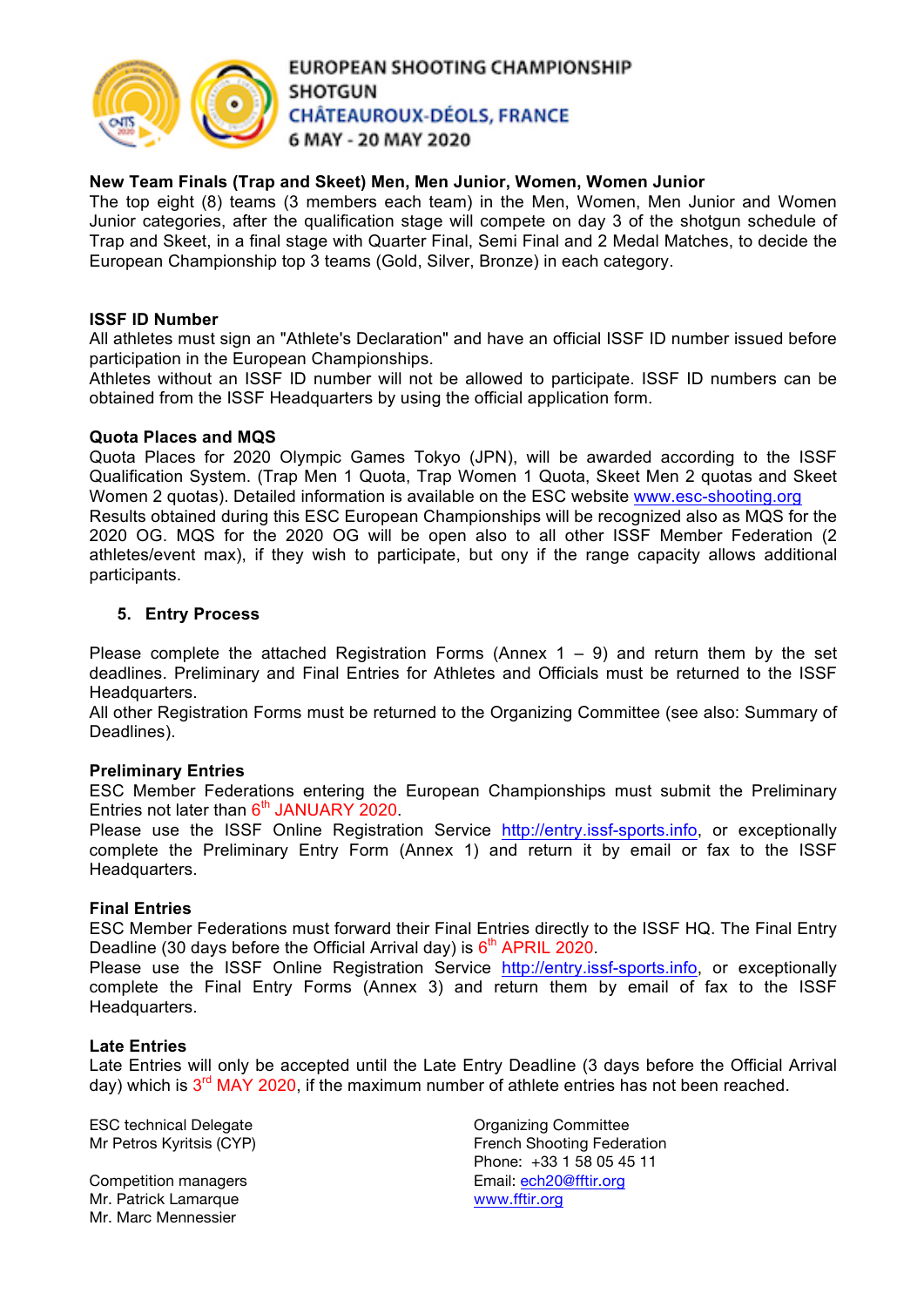**New Team Finals (Trap and Skeet) Men, Men Junior, Women, Women Junior**

The top eight (8) teams (3 members each team) in the Men, Women, Men Junior and Women Junior categories, after the qualification stage will compete on day 3 of the shotgun schedule of Trap and Skeet, in a final stage with Quarter Final, Semi Final and 2 Medal Matches, to decide the European Championship top 3 teams (Gold, Silver, Bronze) in each category.

**ISSF ID Number**

All athletes must sign an "Athlete's Declaration" and have an official ISSF ID number issued before participation in the European Championships.

Athletes without an ISSF ID number will not be allowed to participate. ISSF ID numbers can be obtained from the ISSF Headquarters by using the official application form.

**Quota Places and MQS**

Quota Places for 2020 Olympic Games Tokyo (JPN), will be awarded according to the ISSF Qualification System. (Trap Men 1 Quota, Trap Women 1 Quota, Skeet Men 2 quotas and Skeet Women 2 quotas). Detailed information is available on the ESC website www.esc-shooting.org

Results obtained during this ESC European Championships will be recognized also as MQS for the 2020 OG. MQS for the 2020 OG will be open also to all other ISSF Member Federation (2 athletes/event max), if they wish to participate, but ony if the range capacity allows additional participants.

## 5. Entry Process

Please complete the attached Registration Forms (Annex 1 – 9) and return them by the set deadlines. Preliminary and Final Entries for Athletes and Officials must be returned to the ISSF Headquarters.

All other Registration Forms must be returned to the Organizing Committee (see also: Summary of Deadlines).

**Preliminary Entries**

ESC Member Federations entering the European Championships must submit the Preliminary Entries not later than 6th JANUARY 2020.

Please use the ISSF Online Registration Service http://entry.issf-sports.info, or exceptionally complete the Preliminary Entry Form (Annex 1) and return it by email or fax to the ISSF Headquarters.

**Final Entries**

ESC Member Federations must forward their Final Entries directly to the ISSF HQ. The Final Entry Deadline (30 days before the Official Arrival day) is 6th APRIL 2020.

Please use the ISSF Online Registration Service http://entry.issf-sports.info, or exceptionally complete the Final Entry Forms (Annex 3) and return them by email of fax to the ISSF Headquarters.

**Late Entries**

Late Entries will only be accepted until the Late Entry Deadline (3 days before the Official Arrival day) which is 3rd MAY 2020, if the maximum number of athlete entries has not been reached.

ESC technical Delegate
Mr Petros Kyritsis (CYP)

Competition managers
Mr. Patrick Lamarque
Mr. Marc Mennessier

Organizing Committee
French Shooting Federation
Phone: +33 1 58 05 45 11
Email: ech20@fftir.org
www.fftir.org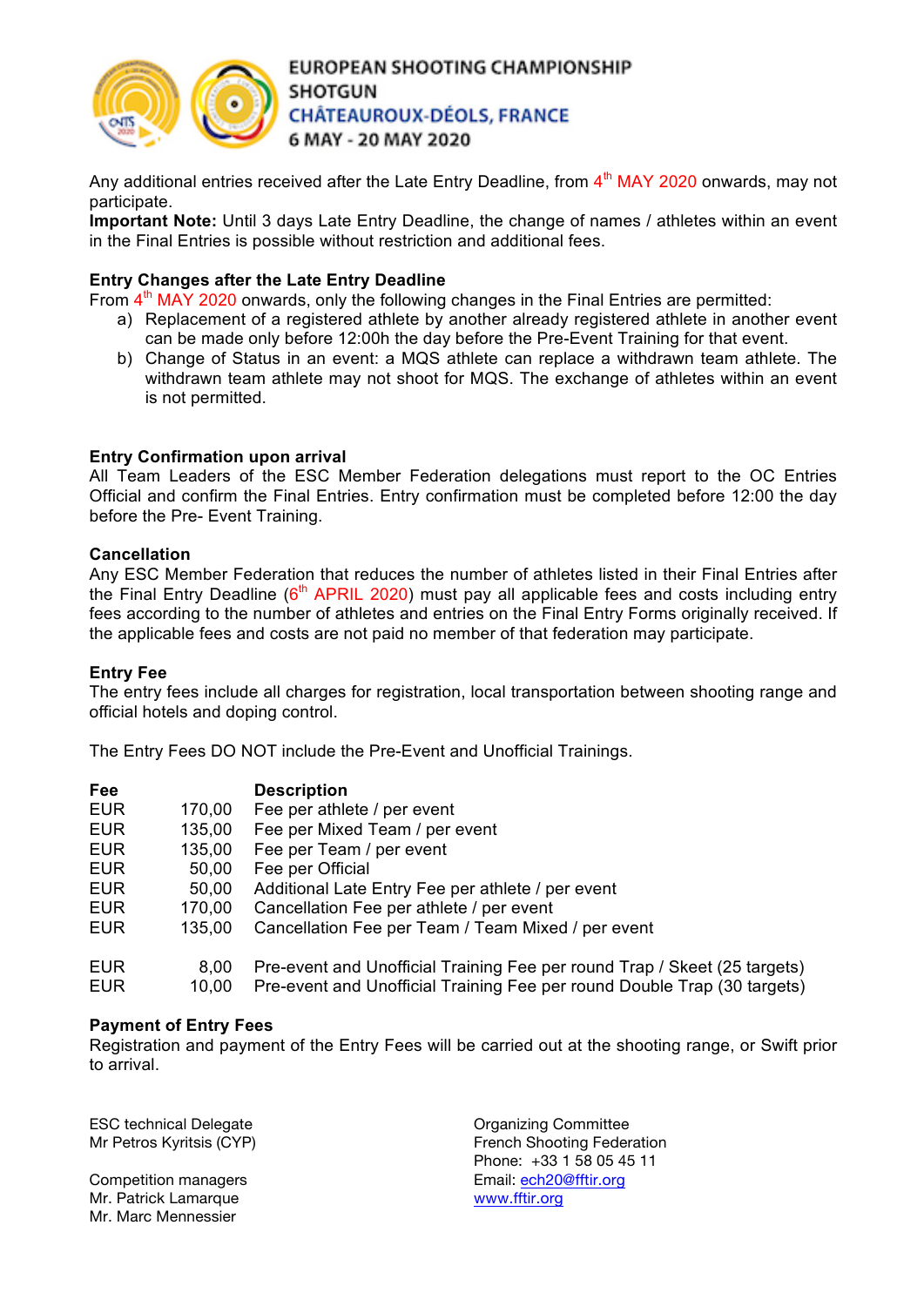Any additional entries received after the Late Entry Deadline, from 4th MAY 2020 onwards, may not participate.

**Important Note:** Until 3 days Late Entry Deadline, the change of names / athletes within an event in the Final Entries is possible without restriction and additional fees.

**Entry Changes after the Late Entry Deadline**

From 4th MAY 2020 onwards, only the following changes in the Final Entries are permitted:

a) Replacement of a registered athlete by another already registered athlete in another event can be made only before 12:00h the day before the Pre-Event Training for that event.

b) Change of Status in an event: a MQS athlete can replace a withdrawn team athlete. The withdrawn team athlete may not shoot for MQS. The exchange of athletes within an event is not permitted.

**Entry Confirmation upon arrival**

All Team Leaders of the ESC Member Federation delegations must report to the OC Entries Official and confirm the Final Entries. Entry confirmation must be completed before 12:00 the day before the Pre- Event Training.

**Cancellation**

Any ESC Member Federation that reduces the number of athletes listed in their Final Entries after the Final Entry Deadline (6th APRIL 2020) must pay all applicable fees and costs including entry fees according to the number of athletes and entries on the Final Entry Forms originally received. If the applicable fees and costs are not paid no member of that federation may participate.

**Entry Fee**

The entry fees include all charges for registration, local transportation between shooting range and official hotels and doping control.

The Entry Fees DO NOT include the Pre-Event and Unofficial Trainings.

| Fee | | Description |
|---|---|---|
| EUR | 170,00 | Fee per athlete / per event |
| EUR | 135,00 | Fee per Mixed Team / per event |
| EUR | 135,00 | Fee per Team / per event |
| EUR | 50,00 | Fee per Official |
| EUR | 50,00 | Additional Late Entry Fee per athlete / per event |
| EUR | 170,00 | Cancellation Fee per athlete / per event |
| EUR | 135,00 | Cancellation Fee per Team / Team Mixed / per event |
| EUR | 8,00 | Pre-event and Unofficial Training Fee per round Trap / Skeet (25 targets) |
| EUR | 10,00 | Pre-event and Unofficial Training Fee per round Double Trap (30 targets) |

**Payment of Entry Fees**

Registration and payment of the Entry Fees will be carried out at the shooting range, or Swift prior to arrival.

ESC technical Delegate
Mr Petros Kyritsis (CYP)

Competition managers
Mr. Patrick Lamarque
Mr. Marc Mennessier

Organizing Committee
French Shooting Federation
Phone: +33 1 58 05 45 11
Email: ech20@fftir.org
www.fftir.org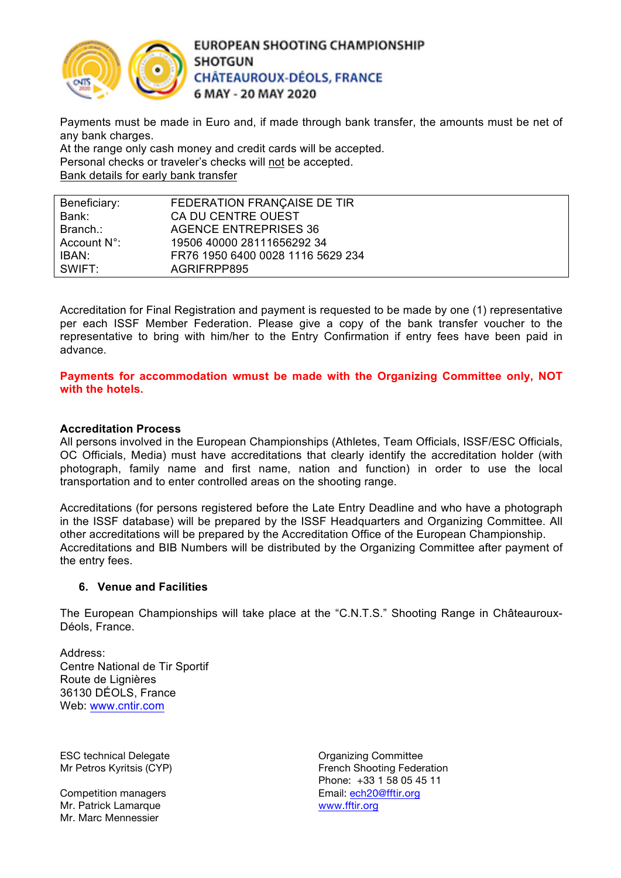Payments must be made in Euro and, if made through bank transfer, the amounts must be net of any bank charges.
At the range only cash money and credit cards will be accepted.
Personal checks or traveler's checks will not be accepted.
Bank details for early bank transfer

| | |
|---|---|
| Beneficiary: | FEDERATION FRANÇAISE DE TIR |
| Bank: | CA DU CENTRE OUEST |
| Branch.: | AGENCE ENTREPRISES 36 |
| Account N°: | 19506 40000 28111656292 34 |
| IBAN: | FR76 1950 6400 0028 1116 5629 234 |
| SWIFT: | AGRIFRPP895 |

Accreditation for Final Registration and payment is requested to be made by one (1) representative per each ISSF Member Federation. Please give a copy of the bank transfer voucher to the representative to bring with him/her to the Entry Confirmation if entry fees have been paid in advance.

**Payments for accommodation wmust be made with the Organizing Committee only, NOT with the hotels.**

**Accreditation Process**

All persons involved in the European Championships (Athletes, Team Officials, ISSF/ESC Officials, OC Officials, Media) must have accreditations that clearly identify the accreditation holder (with photograph, family name and first name, nation and function) in order to use the local transportation and to enter controlled areas on the shooting range.

Accreditations (for persons registered before the Late Entry Deadline and who have a photograph in the ISSF database) will be prepared by the ISSF Headquarters and Organizing Committee. All other accreditations will be prepared by the Accreditation Office of the European Championship.
Accreditations and BIB Numbers will be distributed by the Organizing Committee after payment of the entry fees.

## 6. Venue and Facilities

The European Championships will take place at the "C.N.T.S." Shooting Range in Châteauroux-Déols, France.

Address:
Centre National de Tir Sportif
Route de Lignières
36130 DÉOLS, France
Web: www.cntir.com

ESC technical Delegate
Mr Petros Kyritsis (CYP)

Competition managers
Mr. Patrick Lamarque
Mr. Marc Mennessier

Organizing Committee
French Shooting Federation
Phone: +33 1 58 05 45 11
Email: ech20@fftir.org
www.fftir.org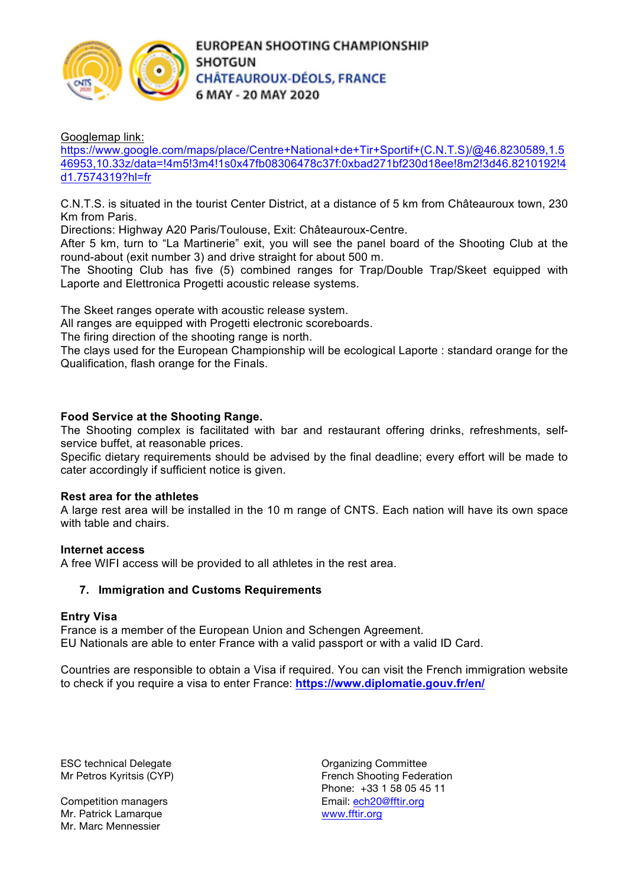Googlemap link:
https://www.google.com/maps/place/Centre+National+de+Tir+Sportif+(C.N.T.S)/@46.8230589,1.546953,10.33z/data=!4m5!3m4!1s0x47fb08306478c37f:0xbad271bf230d18ee!8m2!3d46.8210192!4d1.7574319?hl=fr

C.N.T.S. is situated in the tourist Center District, at a distance of 5 km from Châteauroux town, 230 Km from Paris.
Directions: Highway A20 Paris/Toulouse, Exit: Châteauroux-Centre.
After 5 km, turn to "La Martinerie" exit, you will see the panel board of the Shooting Club at the round-about (exit number 3) and drive straight for about 500 m.
The Shooting Club has five (5) combined ranges for Trap/Double Trap/Skeet equipped with Laporte and Elettronica Progetti acoustic release systems.

The Skeet ranges operate with acoustic release system.
All ranges are equipped with Progetti electronic scoreboards.
The firing direction of the shooting range is north.
The clays used for the European Championship will be ecological Laporte : standard orange for the Qualification, flash orange for the Finals.

**Food Service at the Shooting Range.**
The Shooting complex is facilitated with bar and restaurant offering drinks, refreshments, self-service buffet, at reasonable prices.
Specific dietary requirements should be advised by the final deadline; every effort will be made to cater accordingly if sufficient notice is given.

**Rest area for the athletes**
A large rest area will be installed in the 10 m range of CNTS. Each nation will have its own space with table and chairs.

**Internet access**
A free WIFI access will be provided to all athletes in the rest area.

## 7. Immigration and Customs Requirements

**Entry Visa**
France is a member of the European Union and Schengen Agreement.
EU Nationals are able to enter France with a valid passport or with a valid ID Card.

Countries are responsible to obtain a Visa if required. You can visit the French immigration website to check if you require a visa to enter France: **https://www.diplomatie.gouv.fr/en/**

ESC technical Delegate
Mr Petros Kyritsis (CYP)

Competition managers
Mr. Patrick Lamarque
Mr. Marc Mennessier

Organizing Committee
French Shooting Federation
Phone: +33 1 58 05 45 11
Email: ech20@fftir.org
www.fftir.org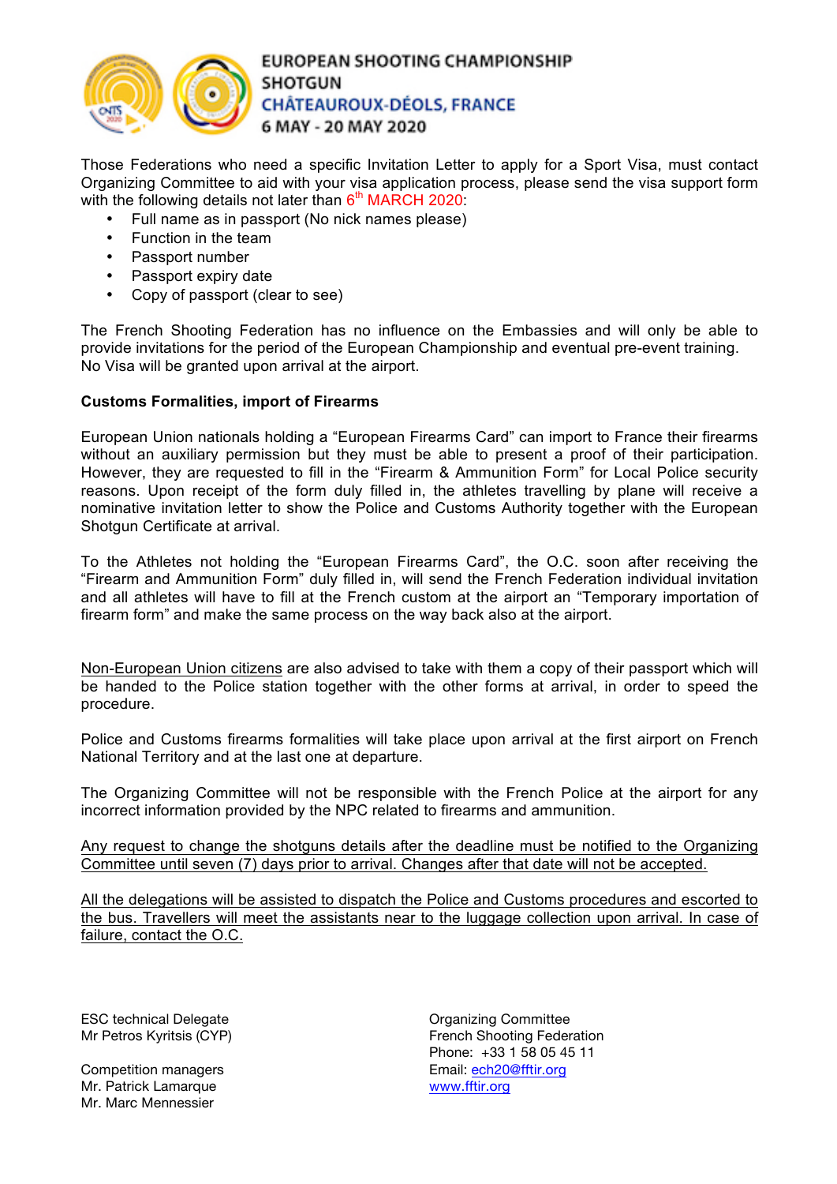Those Federations who need a specific Invitation Letter to apply for a Sport Visa, must contact Organizing Committee to aid with your visa application process, please send the visa support form with the following details not later than 6th MARCH 2020:

- Full name as in passport (No nick names please)
- Function in the team
- Passport number
- Passport expiry date
- Copy of passport (clear to see)

The French Shooting Federation has no influence on the Embassies and will only be able to provide invitations for the period of the European Championship and eventual pre-event training. No Visa will be granted upon arrival at the airport.

**Customs Formalities, import of Firearms**

European Union nationals holding a "European Firearms Card" can import to France their firearms without an auxiliary permission but they must be able to present a proof of their participation. However, they are requested to fill in the "Firearm & Ammunition Form" for Local Police security reasons. Upon receipt of the form duly filled in, the athletes travelling by plane will receive a nominative invitation letter to show the Police and Customs Authority together with the European Shotgun Certificate at arrival.

To the Athletes not holding the "European Firearms Card", the O.C. soon after receiving the "Firearm and Ammunition Form" duly filled in, will send the French Federation individual invitation and all athletes will have to fill at the French custom at the airport an "Temporary importation of firearm form" and make the same process on the way back also at the airport.

Non-European Union citizens are also advised to take with them a copy of their passport which will be handed to the Police station together with the other forms at arrival, in order to speed the procedure.

Police and Customs firearms formalities will take place upon arrival at the first airport on French National Territory and at the last one at departure.

The Organizing Committee will not be responsible with the French Police at the airport for any incorrect information provided by the NPC related to firearms and ammunition.

Any request to change the shotguns details after the deadline must be notified to the Organizing Committee until seven (7) days prior to arrival. Changes after that date will not be accepted.

All the delegations will be assisted to dispatch the Police and Customs procedures and escorted to the bus. Travellers will meet the assistants near to the luggage collection upon arrival. In case of failure, contact the O.C.

ESC technical Delegate
Mr Petros Kyritsis (CYP)

Competition managers
Mr. Patrick Lamarque
Mr. Marc Mennessier

Organizing Committee
French Shooting Federation
Phone: +33 1 58 05 45 11
Email: ech20@fftir.org
www.fftir.org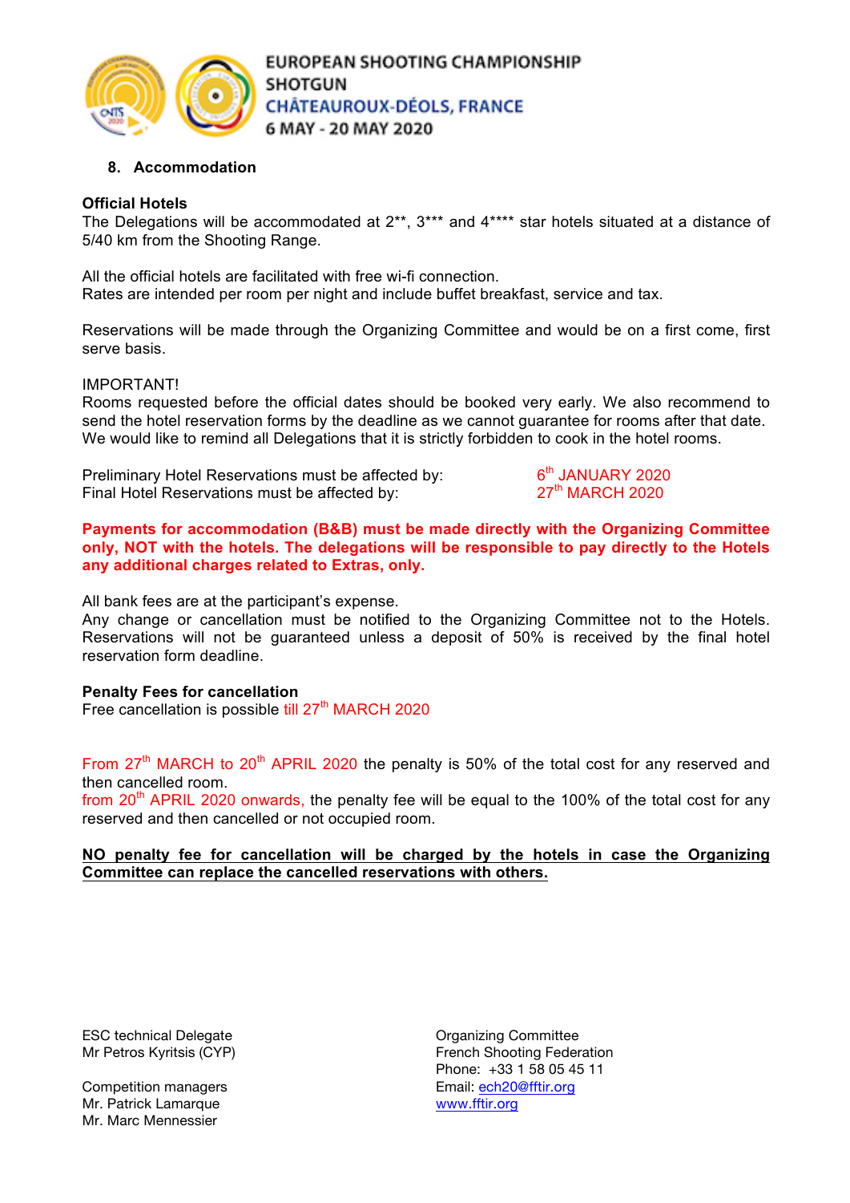## 8. Accommodation

**Official Hotels**

The Delegations will be accommodated at 2**, 3*** and 4**** star hotels situated at a distance of 5/40 km from the Shooting Range.

All the official hotels are facilitated with free wi-fi connection.
Rates are intended per room per night and include buffet breakfast, service and tax.

Reservations will be made through the Organizing Committee and would be on a first come, first serve basis.

IMPORTANT!
Rooms requested before the official dates should be booked very early. We also recommend to send the hotel reservation forms by the deadline as we cannot guarantee for rooms after that date. We would like to remind all Delegations that it is strictly forbidden to cook in the hotel rooms.

Preliminary Hotel Reservations must be affected by: 6th JANUARY 2020
Final Hotel Reservations must be affected by: 27th MARCH 2020

**Payments for accommodation (B&B) must be made directly with the Organizing Committee only, NOT with the hotels. The delegations will be responsible to pay directly to the Hotels any additional charges related to Extras, only.**

All bank fees are at the participant's expense.
Any change or cancellation must be notified to the Organizing Committee not to the Hotels. Reservations will not be guaranteed unless a deposit of 50% is received by the final hotel reservation form deadline.

**Penalty Fees for cancellation**

Free cancellation is possible till 27th MARCH 2020

From 27th MARCH to 20th APRIL 2020 the penalty is 50% of the total cost for any reserved and then cancelled room.
from 20th APRIL 2020 onwards, the penalty fee will be equal to the 100% of the total cost for any reserved and then cancelled or not occupied room.

**NO penalty fee for cancellation will be charged by the hotels in case the Organizing Committee can replace the cancelled reservations with others.**

ESC technical Delegate
Mr Petros Kyritsis (CYP)

Competition managers
Mr. Patrick Lamarque
Mr. Marc Mennessier

Organizing Committee
French Shooting Federation
Phone: +33 1 58 05 45 11
Email: ech20@fftir.org
www.fftir.org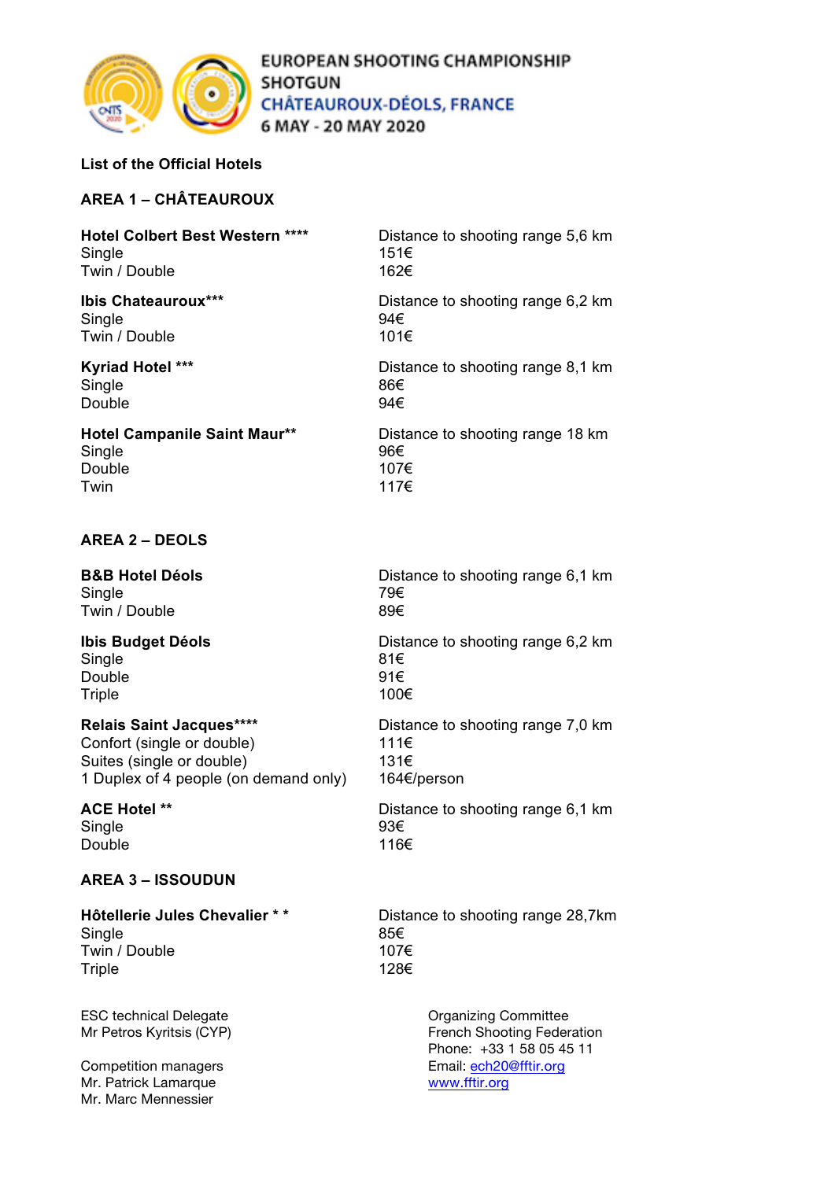# EUROPEAN SHOOTING CHAMPIONSHIP SHOTGUN CHÂTEAUROUX-DÉOLS, FRANCE 6 MAY - 20 MAY 2020

**List of the Official Hotels**

## AREA 1 – CHÂTEAUROUX

| **Hotel Colbert Best Western \*\*\*\*** | Distance to shooting range 5,6 km |
|---|---|
| Single | 151€ |
| Twin / Double | 162€ |

| **Ibis Chateauroux\*\*\*** | Distance to shooting range 6,2 km |
|---|---|
| Single | 94€ |
| Twin / Double | 101€ |

| **Kyriad Hotel \*\*\*** | Distance to shooting range 8,1 km |
|---|---|
| Single | 86€ |
| Double | 94€ |

| **Hotel Campanile Saint Maur\*\*** | Distance to shooting range 18 km |
|---|---|
| Single | 96€ |
| Double | 107€ |
| Twin | 117€ |

## AREA 2 – DEOLS

| **B&B Hotel Déols** | Distance to shooting range 6,1 km |
|---|---|
| Single | 79€ |
| Twin / Double | 89€ |

| **Ibis Budget Déols** | Distance to shooting range 6,2 km |
|---|---|
| Single | 81€ |
| Double | 91€ |
| Triple | 100€ |

| **Relais Saint Jacques\*\*\*\*** | Distance to shooting range 7,0 km |
|---|---|
| Confort (single or double) | 111€ |
| Suites (single or double) | 131€ |
| 1 Duplex of 4 people (on demand only) | 164€/person |

| **ACE Hotel \*\*** | Distance to shooting range 6,1 km |
|---|---|
| Single | 93€ |
| Double | 116€ |

## AREA 3 – ISSOUDUN

| **Hôtellerie Jules Chevalier \* \*** | Distance to shooting range 28,7km |
|---|---|
| Single | 85€ |
| Twin / Double | 107€ |
| Triple | 128€ |

ESC technical Delegate
Mr Petros Kyritsis (CYP)

Competition managers
Mr. Patrick Lamarque
Mr. Marc Mennessier

Organizing Committee
French Shooting Federation
Phone: +33 1 58 05 45 11
Email: ech20@fftir.org
www.fftir.org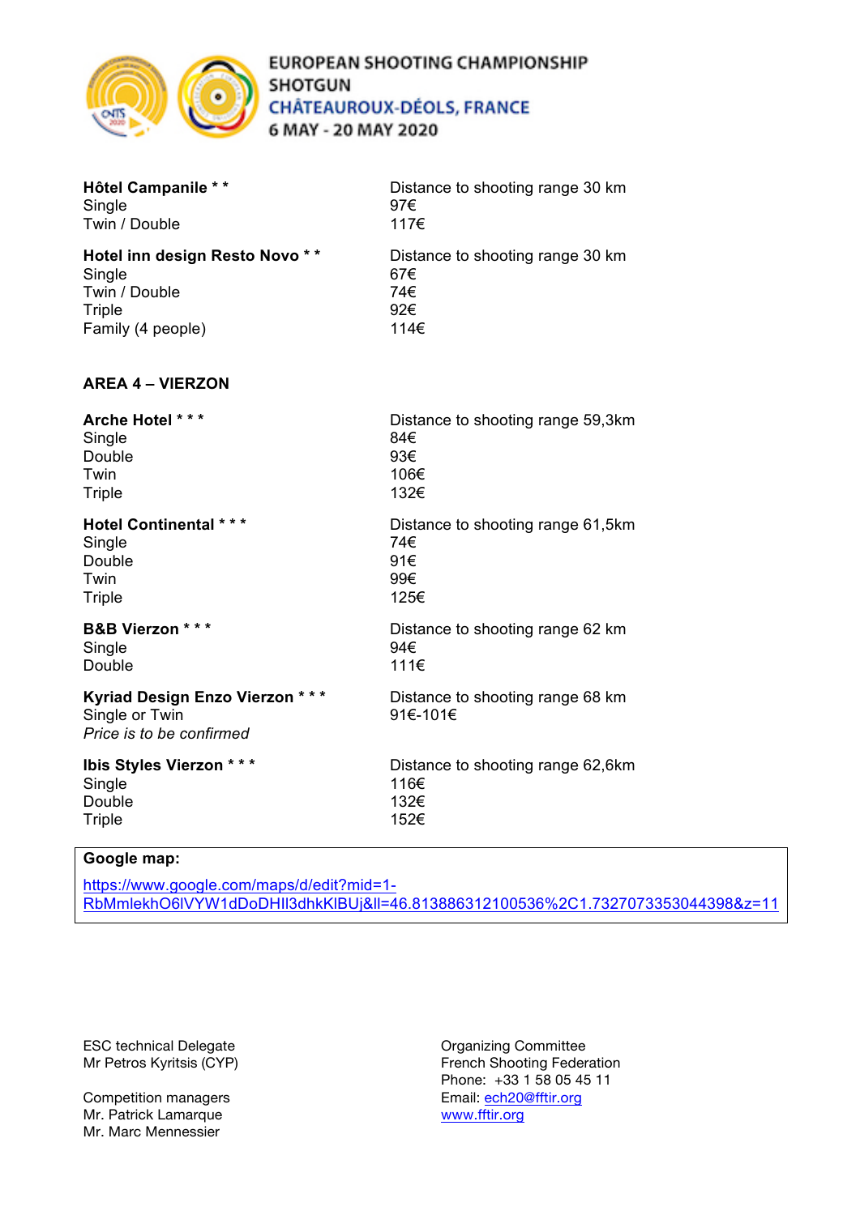**Hôtel Campanile * ***

| | Distance to shooting range 30 km |
|---|---|
| Single | 97€ |
| Twin / Double | 117€ |

**Hotel inn design Resto Novo * ***

| | Distance to shooting range 30 km |
|---|---|
| Single | 67€ |
| Twin / Double | 74€ |
| Triple | 92€ |
| Family (4 people) | 114€ |

## AREA 4 – VIERZON

**Arche Hotel * * ***

| | Distance to shooting range 59,3km |
|---|---|
| Single | 84€ |
| Double | 93€ |
| Twin | 106€ |
| Triple | 132€ |

**Hotel Continental * * ***

| | Distance to shooting range 61,5km |
|---|---|
| Single | 74€ |
| Double | 91€ |
| Twin | 99€ |
| Triple | 125€ |

**B&B Vierzon * * ***

| | Distance to shooting range 62 km |
|---|---|
| Single | 94€ |
| Double | 111€ |

**Kyriad Design Enzo Vierzon * * ***

| | Distance to shooting range 68 km |
|---|---|
| Single or Twin | 91€-101€ |

*Price is to be confirmed*

**Ibis Styles Vierzon * * ***

| | Distance to shooting range 62,6km |
|---|---|
| Single | 116€ |
| Double | 132€ |
| Triple | 152€ |

**Google map:**

https://www.google.com/maps/d/edit?mid=1-RbMmlekhO6lVYW1dDoDHIl3dhkKlBUj&ll=46.813886312100536%2C1.7327073353044398&z=11

ESC technical Delegate
Mr Petros Kyritsis (CYP)

Competition managers
Mr. Patrick Lamarque
Mr. Marc Mennessier

Organizing Committee
French Shooting Federation
Phone: +33 1 58 05 45 11
Email: ech20@fftir.org
www.fftir.org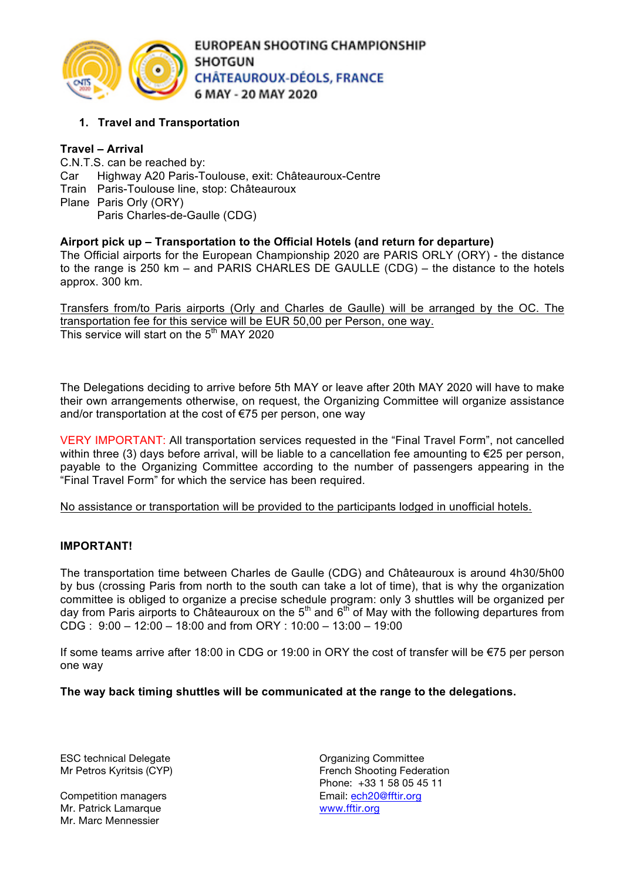EUROPEAN SHOOTING CHAMPIONSHIP
SHOTGUN
CHÂTEAUROUX-DÉOLS, FRANCE
6 MAY - 20 MAY 2020

## 1. Travel and Transportation

**Travel – Arrival**

C.N.T.S. can be reached by:

Car Highway A20 Paris-Toulouse, exit: Châteauroux-Centre

Train Paris-Toulouse line, stop: Châteauroux

Plane Paris Orly (ORY)
Paris Charles-de-Gaulle (CDG)

**Airport pick up – Transportation to the Official Hotels (and return for departure)**

The Official airports for the European Championship 2020 are PARIS ORLY (ORY) - the distance to the range is 250 km – and PARIS CHARLES DE GAULLE (CDG) – the distance to the hotels approx. 300 km.

Transfers from/to Paris airports (Orly and Charles de Gaulle) will be arranged by the OC. The transportation fee for this service will be EUR 50,00 per Person, one way.
This service will start on the 5th MAY 2020

The Delegations deciding to arrive before 5th MAY or leave after 20th MAY 2020 will have to make their own arrangements otherwise, on request, the Organizing Committee will organize assistance and/or transportation at the cost of €75 per person, one way

VERY IMPORTANT: All transportation services requested in the "Final Travel Form", not cancelled within three (3) days before arrival, will be liable to a cancellation fee amounting to €25 per person, payable to the Organizing Committee according to the number of passengers appearing in the "Final Travel Form" for which the service has been required.

No assistance or transportation will be provided to the participants lodged in unofficial hotels.

**IMPORTANT!**

The transportation time between Charles de Gaulle (CDG) and Châteauroux is around 4h30/5h00 by bus (crossing Paris from north to the south can take a lot of time), that is why the organization committee is obliged to organize a precise schedule program: only 3 shuttles will be organized per day from Paris airports to Châteauroux on the 5th and 6th of May with the following departures from CDG : 9:00 – 12:00 – 18:00 and from ORY : 10:00 – 13:00 – 19:00

If some teams arrive after 18:00 in CDG or 19:00 in ORY the cost of transfer will be €75 per person one way

**The way back timing shuttles will be communicated at the range to the delegations.**

ESC technical Delegate
Mr Petros Kyritsis (CYP)

Competition managers
Mr. Patrick Lamarque
Mr. Marc Mennessier

Organizing Committee
French Shooting Federation
Phone: +33 1 58 05 45 11
Email: ech20@fftir.org
www.fftir.org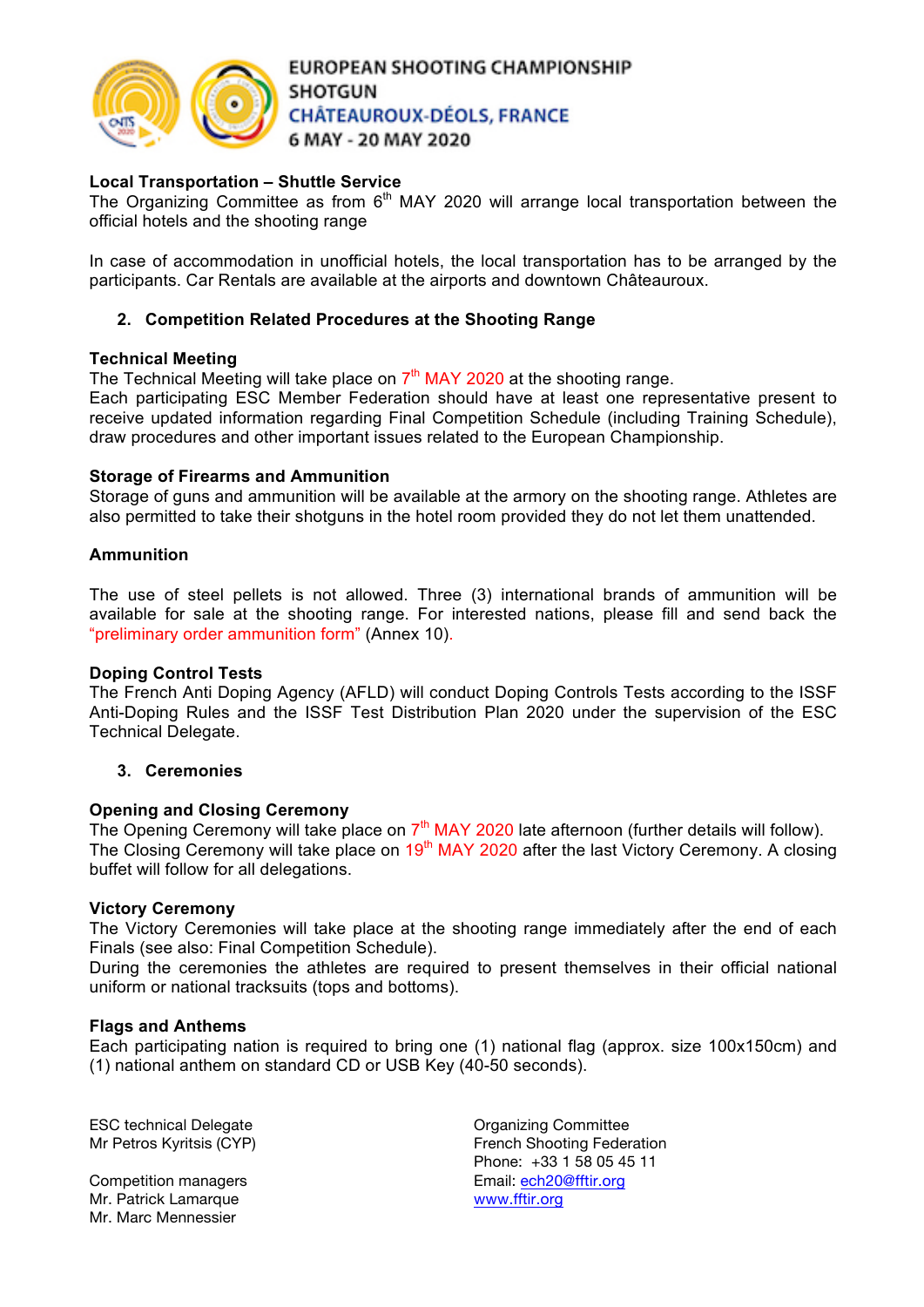### Local Transportation – Shuttle Service

The Organizing Committee as from 6th MAY 2020 will arrange local transportation between the official hotels and the shooting range

In case of accommodation in unofficial hotels, the local transportation has to be arranged by the participants. Car Rentals are available at the airports and downtown Châteauroux.

## 2. Competition Related Procedures at the Shooting Range

### Technical Meeting

The Technical Meeting will take place on 7th MAY 2020 at the shooting range.
Each participating ESC Member Federation should have at least one representative present to receive updated information regarding Final Competition Schedule (including Training Schedule), draw procedures and other important issues related to the European Championship.

### Storage of Firearms and Ammunition

Storage of guns and ammunition will be available at the armory on the shooting range. Athletes are also permitted to take their shotguns in the hotel room provided they do not let them unattended.

### Ammunition

The use of steel pellets is not allowed. Three (3) international brands of ammunition will be available for sale at the shooting range. For interested nations, please fill and send back the "preliminary order ammunition form" (Annex 10).

### Doping Control Tests

The French Anti Doping Agency (AFLD) will conduct Doping Controls Tests according to the ISSF Anti-Doping Rules and the ISSF Test Distribution Plan 2020 under the supervision of the ESC Technical Delegate.

## 3. Ceremonies

### Opening and Closing Ceremony

The Opening Ceremony will take place on 7th MAY 2020 late afternoon (further details will follow).
The Closing Ceremony will take place on 19th MAY 2020 after the last Victory Ceremony. A closing buffet will follow for all delegations.

### Victory Ceremony

The Victory Ceremonies will take place at the shooting range immediately after the end of each Finals (see also: Final Competition Schedule).
During the ceremonies the athletes are required to present themselves in their official national uniform or national tracksuits (tops and bottoms).

### Flags and Anthems

Each participating nation is required to bring one (1) national flag (approx. size 100x150cm) and (1) national anthem on standard CD or USB Key (40-50 seconds).

ESC technical Delegate
Mr Petros Kyritsis (CYP)

Competition managers
Mr. Patrick Lamarque
Mr. Marc Mennessier

Organizing Committee
French Shooting Federation
Phone: +33 1 58 05 45 11
Email: ech20@fftir.org
www.fftir.org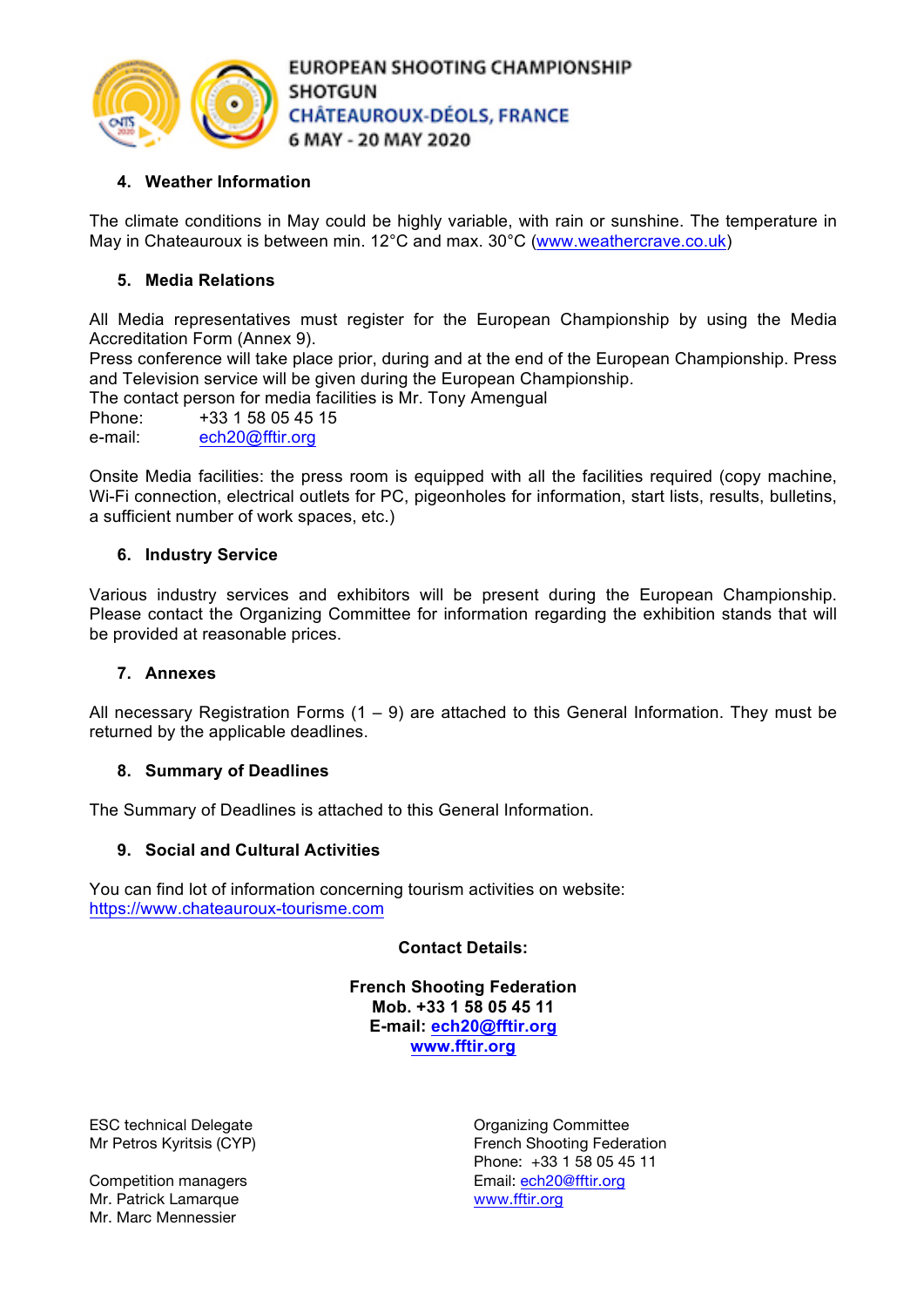## 4. Weather Information

The climate conditions in May could be highly variable, with rain or sunshine. The temperature in May in Chateauroux is between min. 12°C and max. 30°C (www.weathercrave.co.uk)

## 5. Media Relations

All Media representatives must register for the European Championship by using the Media Accreditation Form (Annex 9).
Press conference will take place prior, during and at the end of the European Championship. Press and Television service will be given during the European Championship.
The contact person for media facilities is Mr. Tony Amengual
Phone: +33 1 58 05 45 15
e-mail: ech20@fftir.org

Onsite Media facilities: the press room is equipped with all the facilities required (copy machine, Wi-Fi connection, electrical outlets for PC, pigeonholes for information, start lists, results, bulletins, a sufficient number of work spaces, etc.)

## 6. Industry Service

Various industry services and exhibitors will be present during the European Championship. Please contact the Organizing Committee for information regarding the exhibition stands that will be provided at reasonable prices.

## 7. Annexes

All necessary Registration Forms (1 – 9) are attached to this General Information. They must be returned by the applicable deadlines.

## 8. Summary of Deadlines

The Summary of Deadlines is attached to this General Information.

## 9. Social and Cultural Activities

You can find lot of information concerning tourism activities on website:
https://www.chateauroux-tourisme.com

**Contact Details:**

**French Shooting Federation**
**Mob. +33 1 58 05 45 11**
**E-mail: ech20@fftir.org**
**www.fftir.org**

ESC technical Delegate
Mr Petros Kyritsis (CYP)

Competition managers
Mr. Patrick Lamarque
Mr. Marc Mennessier

Organizing Committee
French Shooting Federation
Phone: +33 1 58 05 45 11
Email: ech20@fftir.org
www.fftir.org